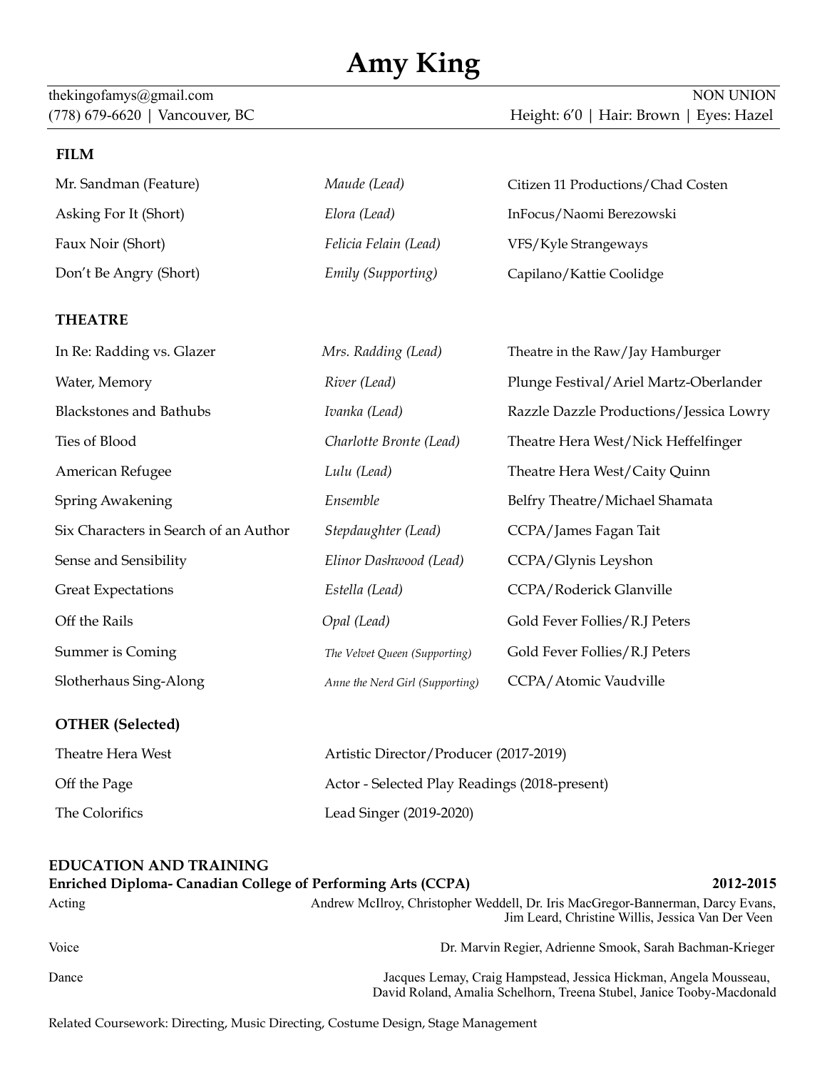# Amy King

thekingofamys@gmail.com — NON UNION
(778) 679-6620 | Vancouver, BC — Height: 6'0 | Hair: Brown | Eyes: Hazel

## FILM

| | | |
|---|---|---|
| Mr. Sandman (Feature) | *Maude (Lead)* | Citizen 11 Productions/Chad Costen |
| Asking For It (Short) | *Elora (Lead)* | InFocus/Naomi Berezowski |
| Faux Noir (Short) | *Felicia Felain (Lead)* | VFS/Kyle Strangeways |
| Don't Be Angry (Short) | *Emily (Supporting)* | Capilano/Kattie Coolidge |

## THEATRE

| | | |
|---|---|---|
| In Re: Radding vs. Glazer | *Mrs. Radding (Lead)* | Theatre in the Raw/Jay Hamburger |
| Water, Memory | *River (Lead)* | Plunge Festival/Ariel Martz-Oberlander |
| Blackstones and Bathubs | *Ivanka (Lead)* | Razzle Dazzle Productions/Jessica Lowry |
| Ties of Blood | *Charlotte Bronte (Lead)* | Theatre Hera West/Nick Heffelfinger |
| American Refugee | *Lulu (Lead)* | Theatre Hera West/Caity Quinn |
| Spring Awakening | *Ensemble* | Belfry Theatre/Michael Shamata |
| Six Characters in Search of an Author | *Stepdaughter (Lead)* | CCPA/James Fagan Tait |
| Sense and Sensibility | *Elinor Dashwood (Lead)* | CCPA/Glynis Leyshon |
| Great Expectations | *Estella (Lead)* | CCPA/Roderick Glanville |
| Off the Rails | *Opal (Lead)* | Gold Fever Follies/R.J Peters |
| Summer is Coming | *The Velvet Queen (Supporting)* | Gold Fever Follies/R.J Peters |
| Slotherhaus Sing-Along | *Anne the Nerd Girl (Supporting)* | CCPA/Atomic Vaudville |

## OTHER (Selected)

| | |
|---|---|
| Theatre Hera West | Artistic Director/Producer (2017-2019) |
| Off the Page | Actor - Selected Play Readings (2018-present) |
| The Colorifics | Lead Singer (2019-2020) |

## EDUCATION AND TRAINING

**Enriched Diploma- Canadian College of Performing Arts (CCPA)** — **2012-2015**

| | |
|---|---|
| Acting | Andrew McIlroy, Christopher Weddell, Dr. Iris MacGregor-Bannerman, Darcy Evans, Jim Leard, Christine Willis, Jessica Van Der Veen |
| Voice | Dr. Marvin Regier, Adrienne Smook, Sarah Bachman-Krieger |
| Dance | Jacques Lemay, Craig Hampstead, Jessica Hickman, Angela Mousseau, David Roland, Amalia Schelhorn, Treena Stubel, Janice Tooby-Macdonald |

Related Coursework: Directing, Music Directing, Costume Design, Stage Management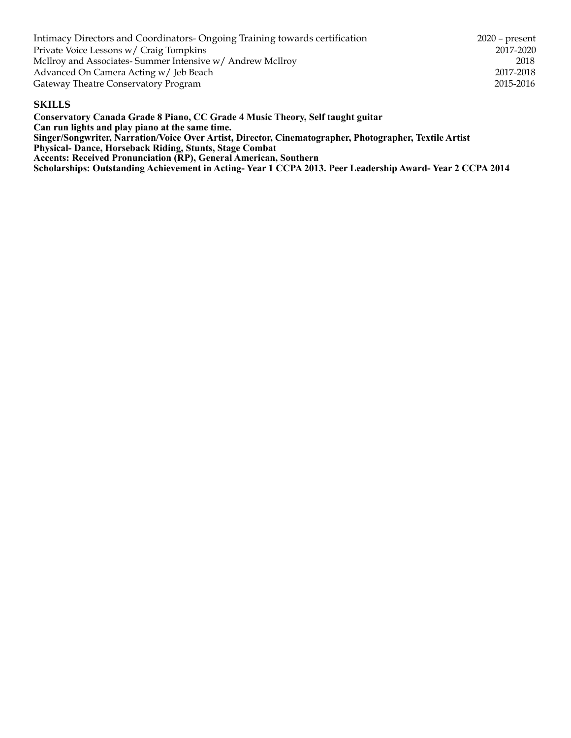| | |
|---|---|
| Intimacy Directors and Coordinators- Ongoing Training towards certification | 2020 – present |
| Private Voice Lessons w/ Craig Tompkins | 2017-2020 |
| McIlroy and Associates- Summer Intensive w/ Andrew McIlroy | 2018 |
| Advanced On Camera Acting w/ Jeb Beach | 2017-2018 |
| Gateway Theatre Conservatory Program | 2015-2016 |

## SKILLS

**Conservatory Canada Grade 8 Piano, CC Grade 4 Music Theory, Self taught guitar**
**Can run lights and play piano at the same time.**
**Singer/Songwriter, Narration/Voice Over Artist, Director, Cinematographer, Photographer, Textile Artist**
**Physical- Dance, Horseback Riding, Stunts, Stage Combat**
**Accents: Received Pronunciation (RP), General American, Southern**
**Scholarships: Outstanding Achievement in Acting- Year 1 CCPA 2013. Peer Leadership Award- Year 2 CCPA 2014**